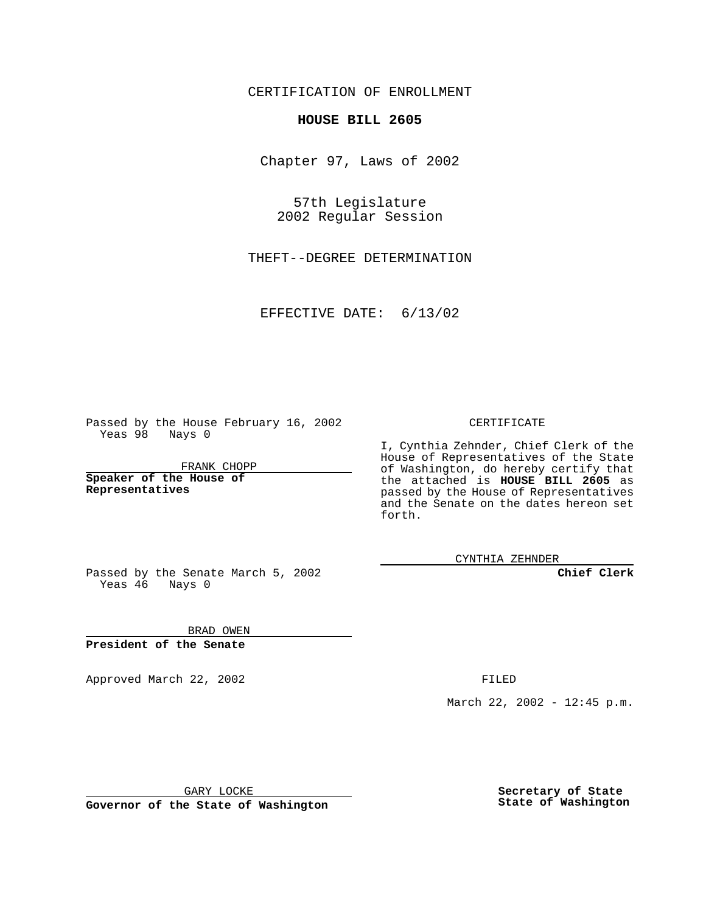CERTIFICATION OF ENROLLMENT

**HOUSE BILL 2605**

Chapter 97, Laws of 2002

57th Legislature
2002 Regular Session

THEFT--DEGREE DETERMINATION

EFFECTIVE DATE: 6/13/02

Passed by the House February 16, 2002
Yeas 98 Nays 0

FRANK CHOPP

**Speaker of the House of Representatives**

Passed by the Senate March 5, 2002
Yeas 46 Nays 0

BRAD OWEN

**President of the Senate**

Approved March 22, 2002

GARY LOCKE

**Governor of the State of Washington**

CERTIFICATE

I, Cynthia Zehnder, Chief Clerk of the House of Representatives of the State of Washington, do hereby certify that the attached is **HOUSE BILL 2605** as passed by the House of Representatives and the Senate on the dates hereon set forth.

CYNTHIA ZEHNDER

**Chief Clerk**

FILED

March 22, 2002 - 12:45 p.m.

**Secretary of State**
**State of Washington**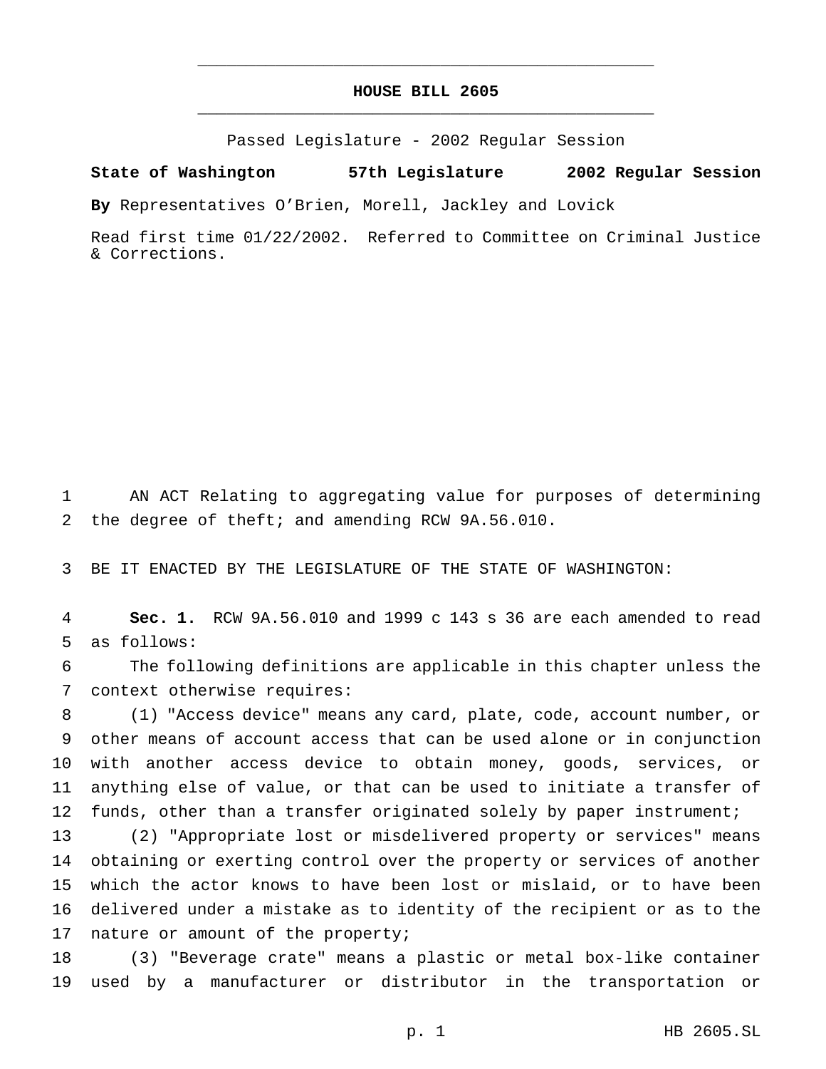# HOUSE BILL 2605

Passed Legislature - 2002 Regular Session

**State of Washington 57th Legislature 2002 Regular Session**

**By** Representatives O'Brien, Morell, Jackley and Lovick

Read first time 01/22/2002. Referred to Committee on Criminal Justice & Corrections.

AN ACT Relating to aggregating value for purposes of determining the degree of theft; and amending RCW 9A.56.010.

BE IT ENACTED BY THE LEGISLATURE OF THE STATE OF WASHINGTON:

**Sec. 1.** RCW 9A.56.010 and 1999 c 143 s 36 are each amended to read as follows:

The following definitions are applicable in this chapter unless the context otherwise requires:

(1) "Access device" means any card, plate, code, account number, or other means of account access that can be used alone or in conjunction with another access device to obtain money, goods, services, or anything else of value, or that can be used to initiate a transfer of funds, other than a transfer originated solely by paper instrument;

(2) "Appropriate lost or misdelivered property or services" means obtaining or exerting control over the property or services of another which the actor knows to have been lost or mislaid, or to have been delivered under a mistake as to identity of the recipient or as to the nature or amount of the property;

(3) "Beverage crate" means a plastic or metal box-like container used by a manufacturer or distributor in the transportation or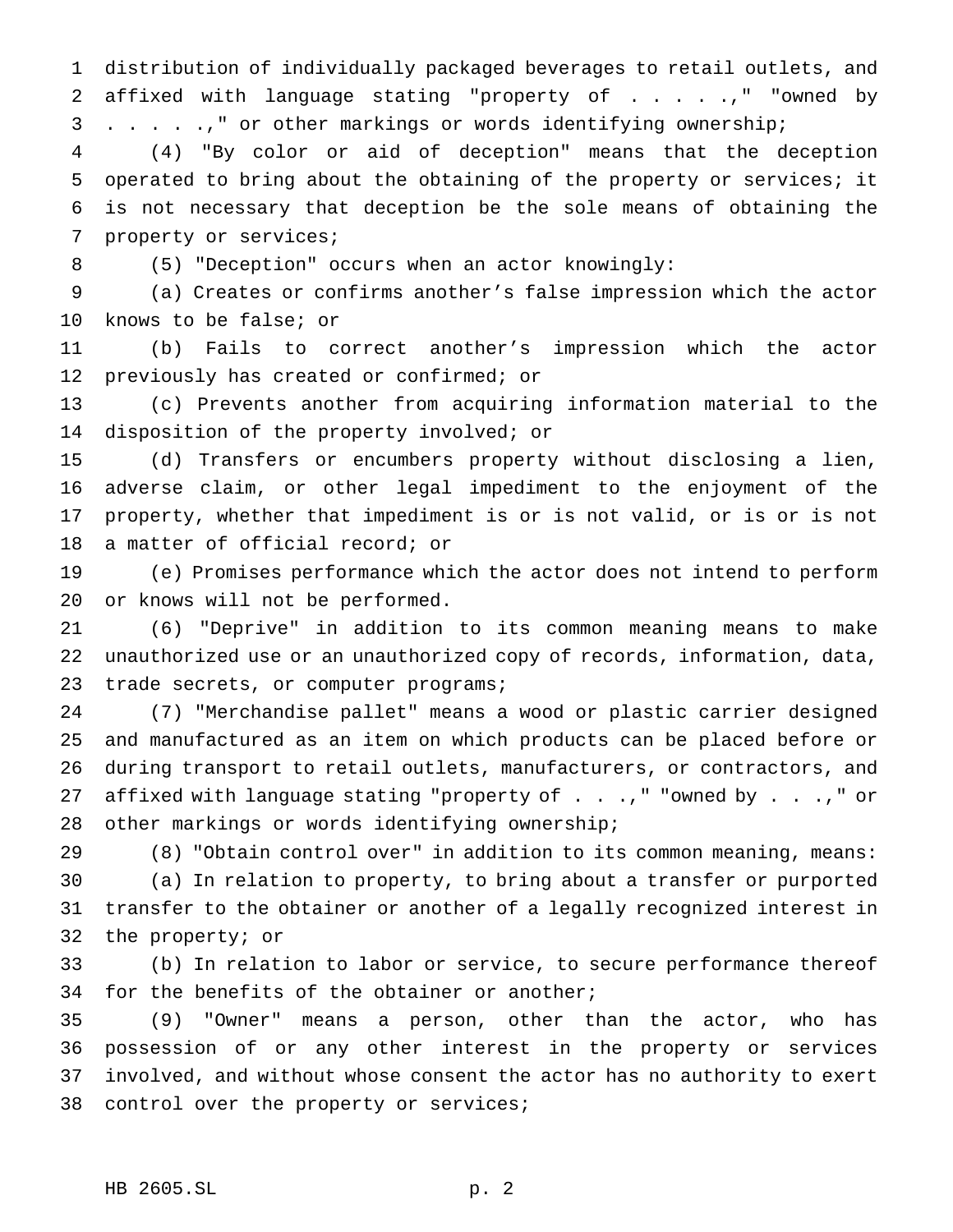distribution of individually packaged beverages to retail outlets, and affixed with language stating "property of . . . . .," "owned by . . . . .," or other markings or words identifying ownership;

(4) "By color or aid of deception" means that the deception operated to bring about the obtaining of the property or services; it is not necessary that deception be the sole means of obtaining the property or services;

(5) "Deception" occurs when an actor knowingly:

(a) Creates or confirms another's false impression which the actor knows to be false; or

(b) Fails to correct another's impression which the actor previously has created or confirmed; or

(c) Prevents another from acquiring information material to the disposition of the property involved; or

(d) Transfers or encumbers property without disclosing a lien, adverse claim, or other legal impediment to the enjoyment of the property, whether that impediment is or is not valid, or is or is not a matter of official record; or

(e) Promises performance which the actor does not intend to perform or knows will not be performed.

(6) "Deprive" in addition to its common meaning means to make unauthorized use or an unauthorized copy of records, information, data, trade secrets, or computer programs;

(7) "Merchandise pallet" means a wood or plastic carrier designed and manufactured as an item on which products can be placed before or during transport to retail outlets, manufacturers, or contractors, and affixed with language stating "property of . . . .," "owned by . . . .," or other markings or words identifying ownership;

(8) "Obtain control over" in addition to its common meaning, means:

(a) In relation to property, to bring about a transfer or purported transfer to the obtainer or another of a legally recognized interest in the property; or

(b) In relation to labor or service, to secure performance thereof for the benefits of the obtainer or another;

(9) "Owner" means a person, other than the actor, who has possession of or any other interest in the property or services involved, and without whose consent the actor has no authority to exert control over the property or services;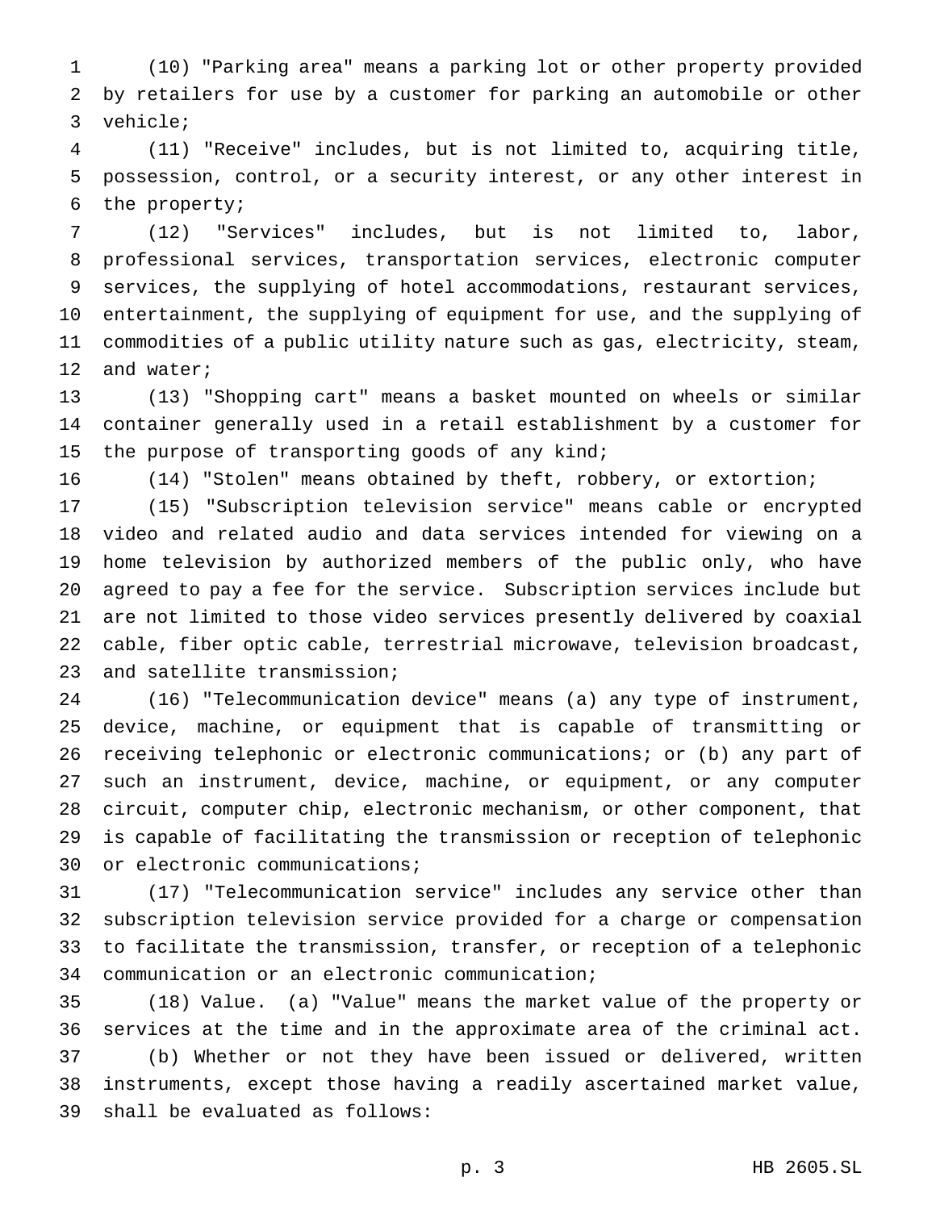(10) "Parking area" means a parking lot or other property provided by retailers for use by a customer for parking an automobile or other vehicle;

(11) "Receive" includes, but is not limited to, acquiring title, possession, control, or a security interest, or any other interest in the property;

(12) "Services" includes, but is not limited to, labor, professional services, transportation services, electronic computer services, the supplying of hotel accommodations, restaurant services, entertainment, the supplying of equipment for use, and the supplying of commodities of a public utility nature such as gas, electricity, steam, and water;

(13) "Shopping cart" means a basket mounted on wheels or similar container generally used in a retail establishment by a customer for the purpose of transporting goods of any kind;

(14) "Stolen" means obtained by theft, robbery, or extortion;

(15) "Subscription television service" means cable or encrypted video and related audio and data services intended for viewing on a home television by authorized members of the public only, who have agreed to pay a fee for the service. Subscription services include but are not limited to those video services presently delivered by coaxial cable, fiber optic cable, terrestrial microwave, television broadcast, and satellite transmission;

(16) "Telecommunication device" means (a) any type of instrument, device, machine, or equipment that is capable of transmitting or receiving telephonic or electronic communications; or (b) any part of such an instrument, device, machine, or equipment, or any computer circuit, computer chip, electronic mechanism, or other component, that is capable of facilitating the transmission or reception of telephonic or electronic communications;

(17) "Telecommunication service" includes any service other than subscription television service provided for a charge or compensation to facilitate the transmission, transfer, or reception of a telephonic communication or an electronic communication;

(18) Value. (a) "Value" means the market value of the property or services at the time and in the approximate area of the criminal act.

(b) Whether or not they have been issued or delivered, written instruments, except those having a readily ascertained market value, shall be evaluated as follows: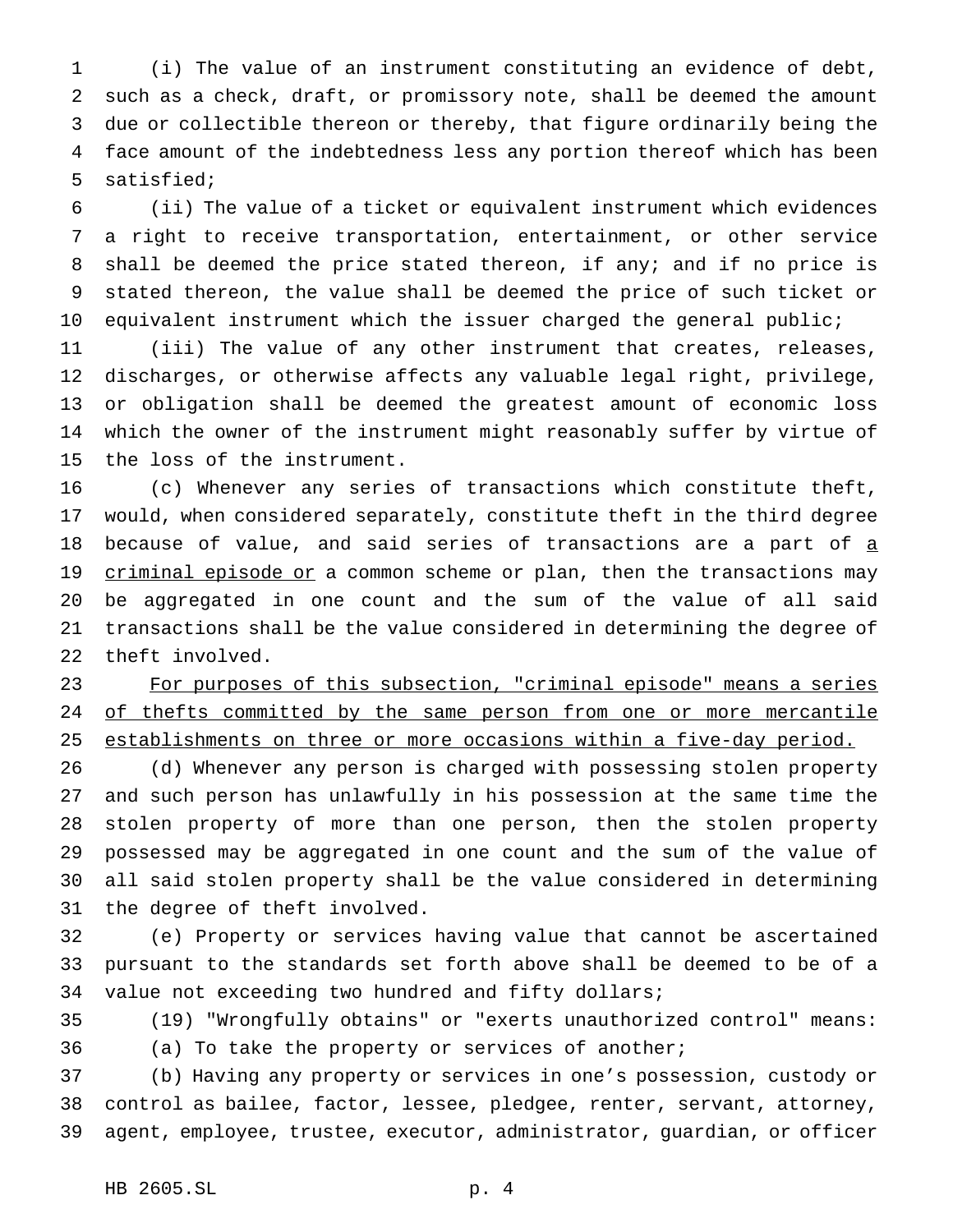(i) The value of an instrument constituting an evidence of debt, such as a check, draft, or promissory note, shall be deemed the amount due or collectible thereon or thereby, that figure ordinarily being the face amount of the indebtedness less any portion thereof which has been satisfied;

(ii) The value of a ticket or equivalent instrument which evidences a right to receive transportation, entertainment, or other service shall be deemed the price stated thereon, if any; and if no price is stated thereon, the value shall be deemed the price of such ticket or equivalent instrument which the issuer charged the general public;

(iii) The value of any other instrument that creates, releases, discharges, or otherwise affects any valuable legal right, privilege, or obligation shall be deemed the greatest amount of economic loss which the owner of the instrument might reasonably suffer by virtue of the loss of the instrument.

(c) Whenever any series of transactions which constitute theft, would, when considered separately, constitute theft in the third degree because of value, and said series of transactions are a part of <u>a criminal episode or</u> a common scheme or plan, then the transactions may be aggregated in one count and the sum of the value of all said transactions shall be the value considered in determining the degree of theft involved.

<u>For purposes of this subsection, "criminal episode" means a series of thefts committed by the same person from one or more mercantile establishments on three or more occasions within a five-day period.</u>

(d) Whenever any person is charged with possessing stolen property and such person has unlawfully in his possession at the same time the stolen property of more than one person, then the stolen property possessed may be aggregated in one count and the sum of the value of all said stolen property shall be the value considered in determining the degree of theft involved.

(e) Property or services having value that cannot be ascertained pursuant to the standards set forth above shall be deemed to be of a value not exceeding two hundred and fifty dollars;

(19) "Wrongfully obtains" or "exerts unauthorized control" means:

(a) To take the property or services of another;

(b) Having any property or services in one's possession, custody or control as bailee, factor, lessee, pledgee, renter, servant, attorney, agent, employee, trustee, executor, administrator, guardian, or officer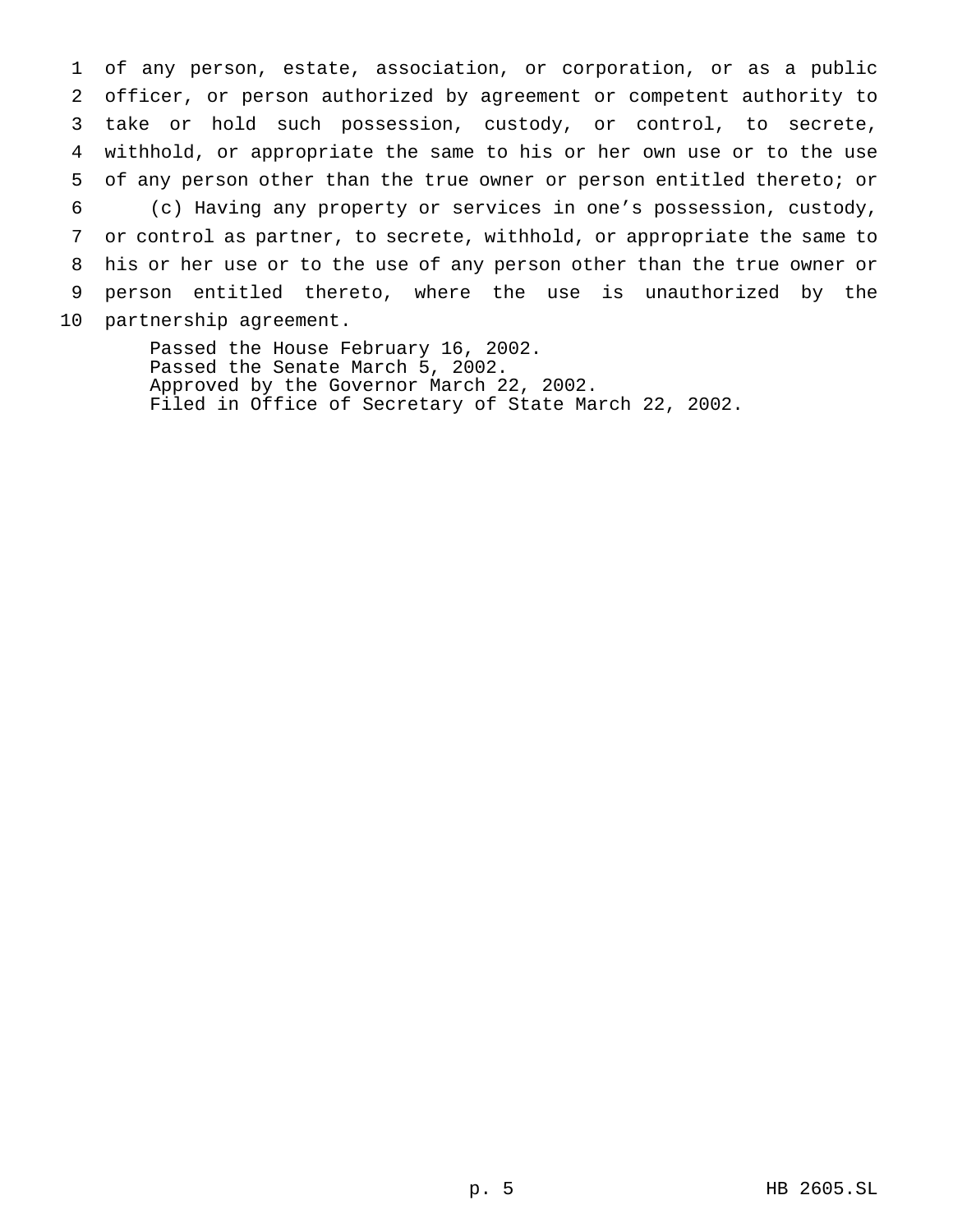of any person, estate, association, or corporation, or as a public officer, or person authorized by agreement or competent authority to take or hold such possession, custody, or control, to secrete, withhold, or appropriate the same to his or her own use or to the use of any person other than the true owner or person entitled thereto; or

(c) Having any property or services in one's possession, custody, or control as partner, to secrete, withhold, or appropriate the same to his or her use or to the use of any person other than the true owner or person entitled thereto, where the use is unauthorized by the partnership agreement.

Passed the House February 16, 2002.
Passed the Senate March 5, 2002.
Approved by the Governor March 22, 2002.
Filed in Office of Secretary of State March 22, 2002.